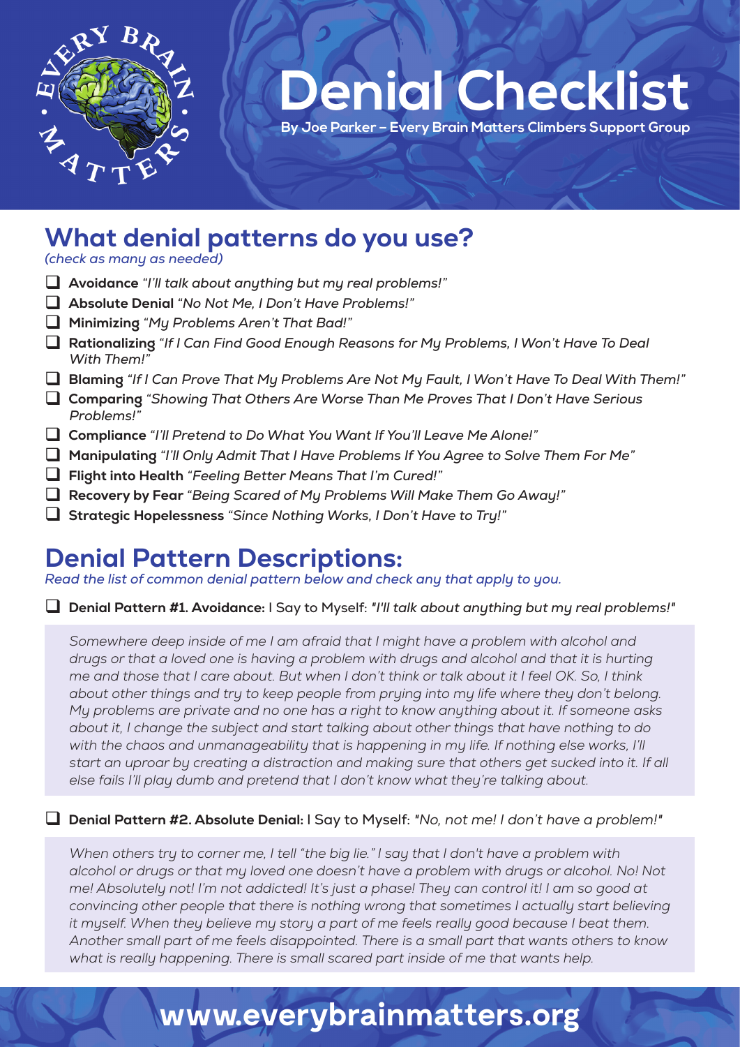# Denial Checklist

**By Joe Parker – Every Brain Matters Climbers Support Group**

## What denial patterns do you use?

*(check as many as needed)*

- ☐ **Avoidance** *"I'll talk about anything but my real problems!"*
- ☐ **Absolute Denial** *"No Not Me, I Don't Have Problems!"*
- ☐ **Minimizing** *"My Problems Aren't That Bad!"*
- ☐ **Rationalizing** *"If I Can Find Good Enough Reasons for My Problems, I Won't Have To Deal With Them!"*
- ☐ **Blaming** *"If I Can Prove That My Problems Are Not My Fault, I Won't Have To Deal With Them!"*
- ☐ **Comparing** *"Showing That Others Are Worse Than Me Proves That I Don't Have Serious Problems!"*
- ☐ **Compliance** *"I'll Pretend to Do What You Want If You'll Leave Me Alone!"*
- ☐ **Manipulating** *"I'll Only Admit That I Have Problems If You Agree to Solve Them For Me"*
- ☐ **Flight into Health** *"Feeling Better Means That I'm Cured!"*
- ☐ **Recovery by Fear** *"Being Scared of My Problems Will Make Them Go Away!"*
- ☐ **Strategic Hopelessness** *"Since Nothing Works, I Don't Have to Try!"*

## Denial Pattern Descriptions:

*Read the list of common denial pattern below and check any that apply to you.*

☐ **Denial Pattern #1. Avoidance:** I Say to Myself: *"I'll talk about anything but my real problems!"*

*Somewhere deep inside of me I am afraid that I might have a problem with alcohol and drugs or that a loved one is having a problem with drugs and alcohol and that it is hurting me and those that I care about. But when I don't think or talk about it I feel OK. So, I think about other things and try to keep people from prying into my life where they don't belong. My problems are private and no one has a right to know anything about it. If someone asks about it, I change the subject and start talking about other things that have nothing to do with the chaos and unmanageability that is happening in my life. If nothing else works, I'll start an uproar by creating a distraction and making sure that others get sucked into it. If all else fails I'll play dumb and pretend that I don't know what they're talking about.*

☐ **Denial Pattern #2. Absolute Denial:** I Say to Myself: *"No, not me! I don't have a problem!"*

*When others try to corner me, I tell "the big lie." I say that I don't have a problem with alcohol or drugs or that my loved one doesn't have a problem with drugs or alcohol. No! Not me! Absolutely not! I'm not addicted! It's just a phase! They can control it! I am so good at convincing other people that there is nothing wrong that sometimes I actually start believing it myself. When they believe my story a part of me feels really good because I beat them. Another small part of me feels disappointed. There is a small part that wants others to know what is really happening. There is small scared part inside of me that wants help.*

**www.everybrainmatters.org**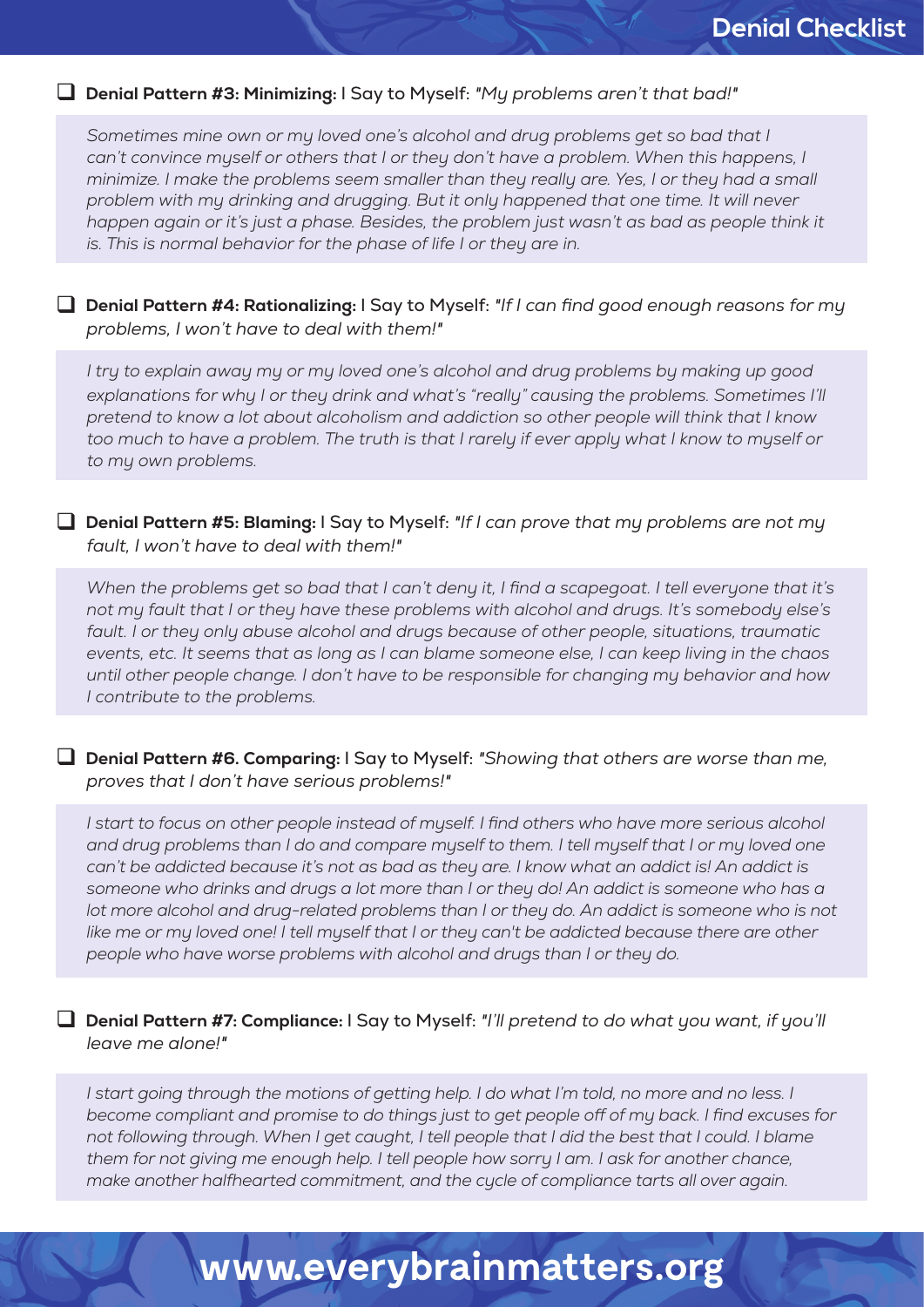- [ ] **Denial Pattern #3: Minimizing:** I Say to Myself: *"My problems aren't that bad!"*

*Sometimes mine own or my loved one's alcohol and drug problems get so bad that I can't convince myself or others that I or they don't have a problem. When this happens, I minimize. I make the problems seem smaller than they really are. Yes, I or they had a small problem with my drinking and drugging. But it only happened that one time. It will never happen again or it's just a phase. Besides, the problem just wasn't as bad as people think it is. This is normal behavior for the phase of life I or they are in.*

- [ ] **Denial Pattern #4: Rationalizing:** I Say to Myself: *"If I can find good enough reasons for my problems, I won't have to deal with them!"*

*I try to explain away my or my loved one's alcohol and drug problems by making up good explanations for why I or they drink and what's "really" causing the problems. Sometimes I'll pretend to know a lot about alcoholism and addiction so other people will think that I know too much to have a problem. The truth is that I rarely if ever apply what I know to myself or to my own problems.*

- [ ] **Denial Pattern #5: Blaming:** I Say to Myself: *"If I can prove that my problems are not my fault, I won't have to deal with them!"*

*When the problems get so bad that I can't deny it, I find a scapegoat. I tell everyone that it's not my fault that I or they have these problems with alcohol and drugs. It's somebody else's fault. I or they only abuse alcohol and drugs because of other people, situations, traumatic events, etc. It seems that as long as I can blame someone else, I can keep living in the chaos until other people change. I don't have to be responsible for changing my behavior and how I contribute to the problems.*

- [ ] **Denial Pattern #6. Comparing:** I Say to Myself: *"Showing that others are worse than me, proves that I don't have serious problems!"*

*I start to focus on other people instead of myself. I find others who have more serious alcohol and drug problems than I do and compare myself to them. I tell myself that I or my loved one can't be addicted because it's not as bad as they are. I know what an addict is! An addict is someone who drinks and drugs a lot more than I or they do! An addict is someone who has a lot more alcohol and drug-related problems than I or they do. An addict is someone who is not like me or my loved one! I tell myself that I or they can't be addicted because there are other people who have worse problems with alcohol and drugs than I or they do.*

- [ ] **Denial Pattern #7: Compliance:** I Say to Myself: *"I'll pretend to do what you want, if you'll leave me alone!"*

*I start going through the motions of getting help. I do what I'm told, no more and no less. I become compliant and promise to do things just to get people off of my back. I find excuses for not following through. When I get caught, I tell people that I did the best that I could. I blame them for not giving me enough help. I tell people how sorry I am. I ask for another chance, make another halfhearted commitment, and the cycle of compliance tarts all over again.*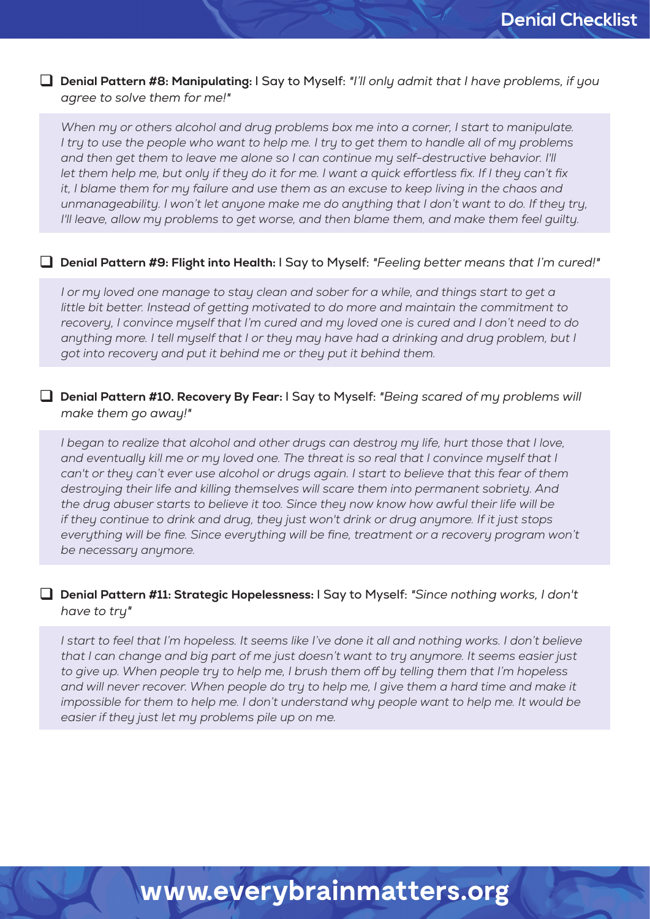- [ ] **Denial Pattern #8: Manipulating:** I Say to Myself: *"I'll only admit that I have problems, if you agree to solve them for me!"*

*When my or others alcohol and drug problems box me into a corner, I start to manipulate. I try to use the people who want to help me. I try to get them to handle all of my problems and then get them to leave me alone so I can continue my self-destructive behavior. I'll let them help me, but only if they do it for me. I want a quick effortless fix. If I they can't fix it, I blame them for my failure and use them as an excuse to keep living in the chaos and unmanageability. I won't let anyone make me do anything that I don't want to do. If they try, I'll leave, allow my problems to get worse, and then blame them, and make them feel guilty.*

- [ ] **Denial Pattern #9: Flight into Health:** I Say to Myself: *"Feeling better means that I'm cured!"*

*I or my loved one manage to stay clean and sober for a while, and things start to get a little bit better. Instead of getting motivated to do more and maintain the commitment to recovery, I convince myself that I'm cured and my loved one is cured and I don't need to do anything more. I tell myself that I or they may have had a drinking and drug problem, but I got into recovery and put it behind me or they put it behind them.*

- [ ] **Denial Pattern #10. Recovery By Fear:** I Say to Myself: *"Being scared of my problems will make them go away!"*

*I began to realize that alcohol and other drugs can destroy my life, hurt those that I love, and eventually kill me or my loved one. The threat is so real that I convince myself that I can't or they can't ever use alcohol or drugs again. I start to believe that this fear of them destroying their life and killing themselves will scare them into permanent sobriety. And the drug abuser starts to believe it too. Since they now know how awful their life will be if they continue to drink and drug, they just won't drink or drug anymore. If it just stops everything will be fine. Since everything will be fine, treatment or a recovery program won't be necessary anymore.*

- [ ] **Denial Pattern #11: Strategic Hopelessness:** I Say to Myself: *"Since nothing works, I don't have to try"*

*I start to feel that I'm hopeless. It seems like I've done it all and nothing works. I don't believe that I can change and big part of me just doesn't want to try anymore. It seems easier just to give up. When people try to help me, I brush them off by telling them that I'm hopeless and will never recover. When people do try to help me, I give them a hard time and make it impossible for them to help me. I don't understand why people want to help me. It would be easier if they just let my problems pile up on me.*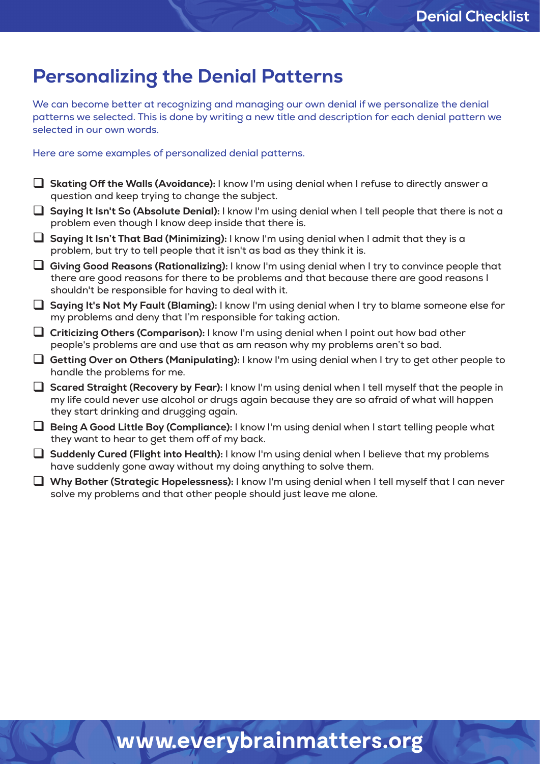# Personalizing the Denial Patterns

We can become better at recognizing and managing our own denial if we personalize the denial patterns we selected. This is done by writing a new title and description for each denial pattern we selected in our own words.

Here are some examples of personalized denial patterns.

- ❑ **Skating Off the Walls (Avoidance):** I know I'm using denial when I refuse to directly answer a question and keep trying to change the subject.
- ❑ **Saying It Isn't So (Absolute Denial):** I know I'm using denial when I tell people that there is not a problem even though I know deep inside that there is.
- ❑ **Saying It Isn't That Bad (Minimizing):** I know I'm using denial when I admit that they is a problem, but try to tell people that it isn't as bad as they think it is.
- ❑ **Giving Good Reasons (Rationalizing):** I know I'm using denial when I try to convince people that there are good reasons for there to be problems and that because there are good reasons I shouldn't be responsible for having to deal with it.
- ❑ **Saying It's Not My Fault (Blaming):** I know I'm using denial when I try to blame someone else for my problems and deny that I'm responsible for taking action.
- ❑ **Criticizing Others (Comparison):** I know I'm using denial when I point out how bad other people's problems are and use that as am reason why my problems aren't so bad.
- ❑ **Getting Over on Others (Manipulating):** I know I'm using denial when I try to get other people to handle the problems for me.
- ❑ **Scared Straight (Recovery by Fear):** I know I'm using denial when I tell myself that the people in my life could never use alcohol or drugs again because they are so afraid of what will happen they start drinking and drugging again.
- ❑ **Being A Good Little Boy (Compliance):** I know I'm using denial when I start telling people what they want to hear to get them off of my back.
- ❑ **Suddenly Cured (Flight into Health):** I know I'm using denial when I believe that my problems have suddenly gone away without my doing anything to solve them.
- ❑ **Why Bother (Strategic Hopelessness):** I know I'm using denial when I tell myself that I can never solve my problems and that other people should just leave me alone.